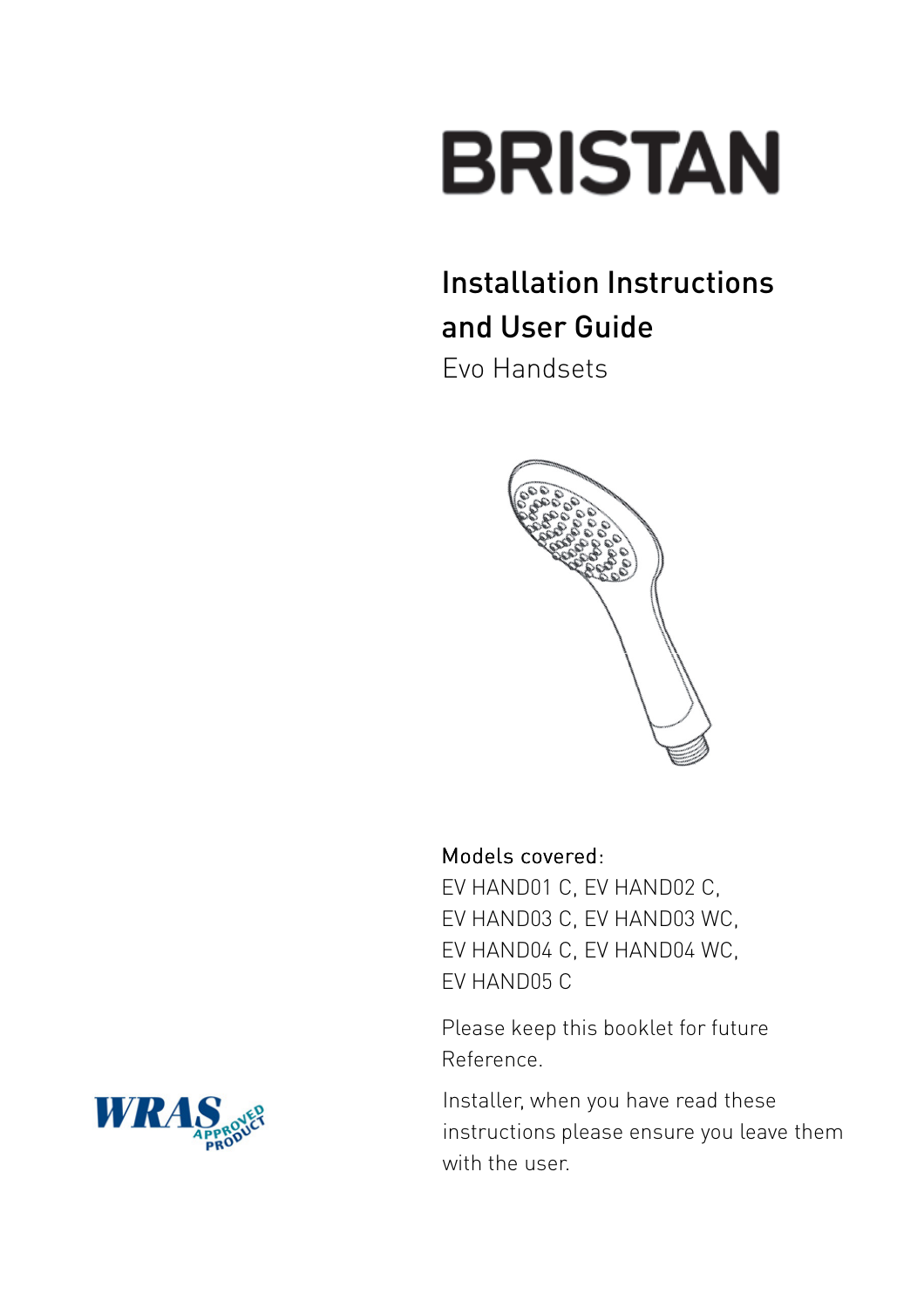# BRISTAN

## Installation Instructions and User Guide

Evo Handsets

**Models covered:**
EV HAND01 C, EV HAND02 C,
EV HAND03 C, EV HAND03 WC,
EV HAND04 C, EV HAND04 WC,
EV HAND05 C

Please keep this booklet for future Reference.

Installer, when you have read these instructions please ensure you leave them with the user.

WRAS APPROVED PRODUCT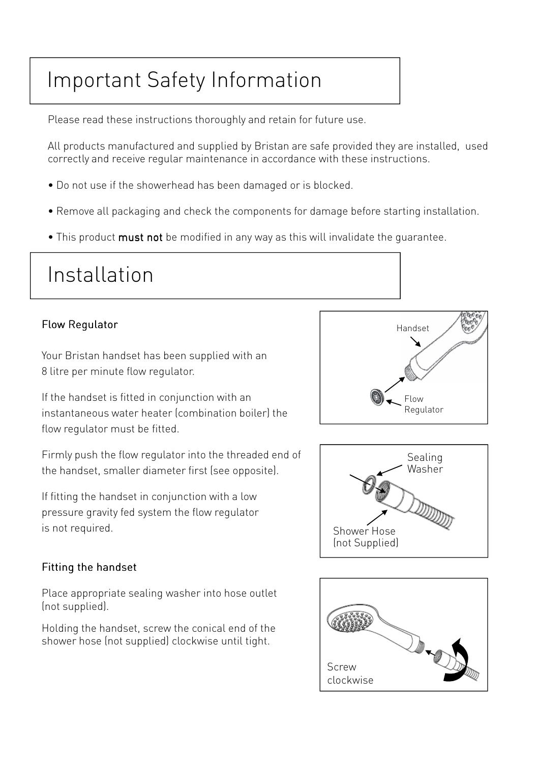# Important Safety Information

Please read these instructions thoroughly and retain for future use.

All products manufactured and supplied by Bristan are safe provided they are installed, used correctly and receive regular maintenance in accordance with these instructions.

- Do not use if the showerhead has been damaged or is blocked.
- Remove all packaging and check the components for damage before starting installation.
- This product **must not** be modified in any way as this will invalidate the guarantee.

# Installation

## Flow Regulator

Your Bristan handset has been supplied with an 8 litre per minute flow regulator.

If the handset is fitted in conjunction with an instantaneous water heater (combination boiler) the flow regulator must be fitted.

Firmly push the flow regulator into the threaded end of the handset, smaller diameter first (see opposite).

If fitting the handset in conjunction with a low pressure gravity fed system the flow regulator is not required.

Handset

Flow Regulator

## Fitting the handset

Place appropriate sealing washer into hose outlet (not supplied).

Holding the handset, screw the conical end of the shower hose (not supplied) clockwise until tight.

Sealing Washer

Shower Hose (not Supplied)

Screw clockwise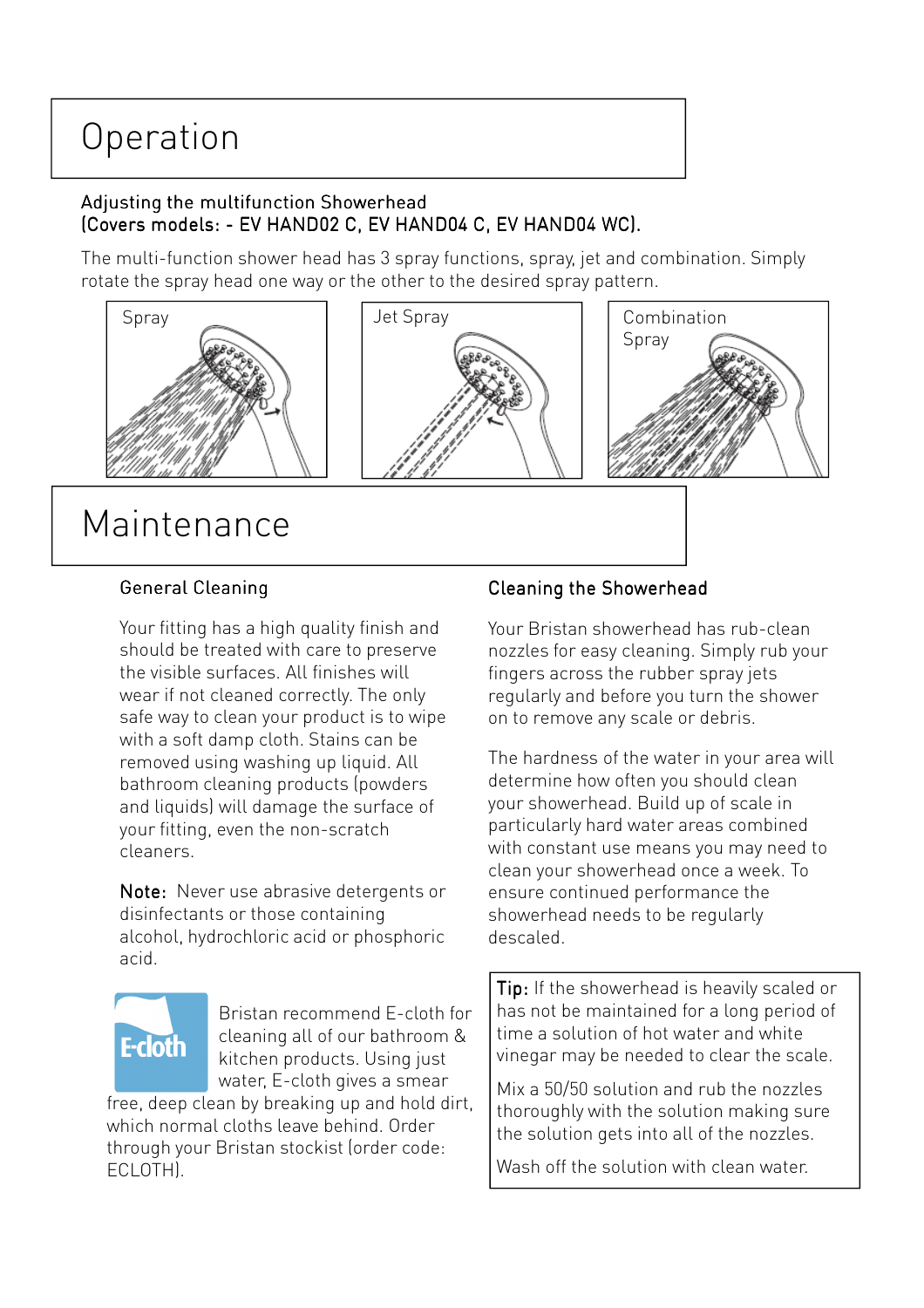# Operation

### Adjusting the multifunction Showerhead
### (Covers models: - EV HAND02 C, EV HAND04 C, EV HAND04 WC).

The multi-function shower head has 3 spray functions, spray, jet and combination. Simply rotate the spray head one way or the other to the desired spray pattern.

Spray

Jet Spray

Combination Spray

# Maintenance

### General Cleaning

Your fitting has a high quality finish and should be treated with care to preserve the visible surfaces. All finishes will wear if not cleaned correctly. The only safe way to clean your product is to wipe with a soft damp cloth. Stains can be removed using washing up liquid. All bathroom cleaning products (powders and liquids) will damage the surface of your fitting, even the non-scratch cleaners.

**Note:** Never use abrasive detergents or disinfectants or those containing alcohol, hydrochloric acid or phosphoric acid.

E-cloth

Bristan recommend E-cloth for cleaning all of our bathroom & kitchen products. Using just water, E-cloth gives a smear free, deep clean by breaking up and hold dirt, which normal cloths leave behind. Order through your Bristan stockist (order code: ECLOTH).

### Cleaning the Showerhead

Your Bristan showerhead has rub-clean nozzles for easy cleaning. Simply rub your fingers across the rubber spray jets regularly and before you turn the shower on to remove any scale or debris.

The hardness of the water in your area will determine how often you should clean your showerhead. Build up of scale in particularly hard water areas combined with constant use means you may need to clean your showerhead once a week. To ensure continued performance the showerhead needs to be regularly descaled.

**Tip:** If the showerhead is heavily scaled or has not be maintained for a long period of time a solution of hot water and white vinegar may be needed to clear the scale.

Mix a 50/50 solution and rub the nozzles thoroughly with the solution making sure the solution gets into all of the nozzles.

Wash off the solution with clean water.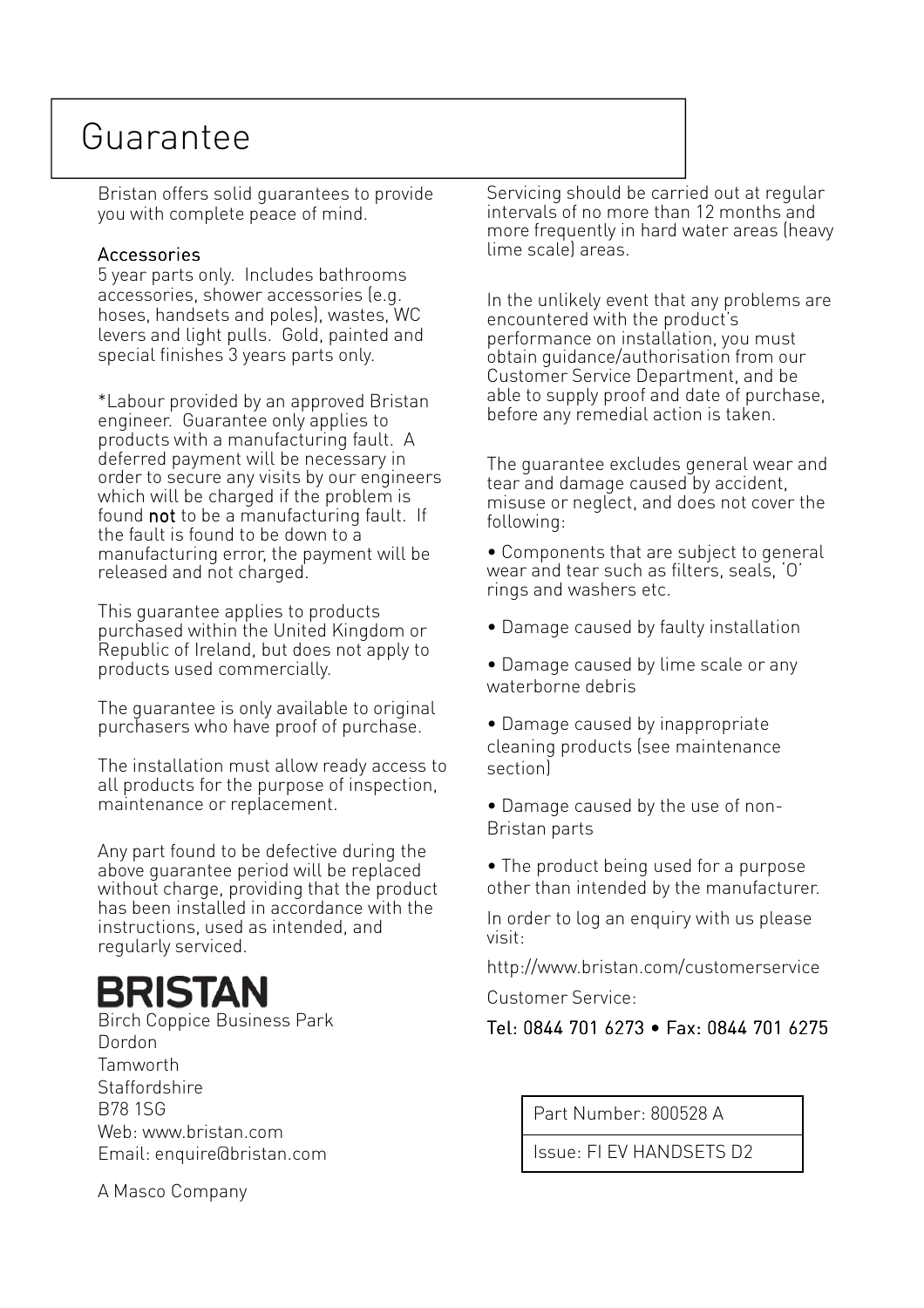# Guarantee

Bristan offers solid guarantees to provide you with complete peace of mind.

**Accessories**

5 year parts only. Includes bathrooms accessories, shower accessories (e.g. hoses, handsets and poles), wastes, WC levers and light pulls. Gold, painted and special finishes 3 years parts only.

*Labour provided by an approved Bristan engineer. Guarantee only applies to products with a manufacturing fault. A deferred payment will be necessary in order to secure any visits by our engineers which will be charged if the problem is found **not** to be a manufacturing fault. If the fault is found to be down to a manufacturing error, the payment will be released and not charged.

This guarantee applies to products purchased within the United Kingdom or Republic of Ireland, but does not apply to products used commercially.

The guarantee is only available to original purchasers who have proof of purchase.

The installation must allow ready access to all products for the purpose of inspection, maintenance or replacement.

Any part found to be defective during the above guarantee period will be replaced without charge, providing that the product has been installed in accordance with the instructions, used as intended, and regularly serviced.

**BRISTAN**

Birch Coppice Business Park
Dordon
Tamworth
Staffordshire
B78 1SG
Web: www.bristan.com
Email: enquire@bristan.com

A Masco Company

Servicing should be carried out at regular intervals of no more than 12 months and more frequently in hard water areas (heavy lime scale) areas.

In the unlikely event that any problems are encountered with the product's performance on installation, you must obtain guidance/authorisation from our Customer Service Department, and be able to supply proof and date of purchase, before any remedial action is taken.

The guarantee excludes general wear and tear and damage caused by accident, misuse or neglect, and does not cover the following:

- Components that are subject to general wear and tear such as filters, seals, 'O' rings and washers etc.
- Damage caused by faulty installation
- Damage caused by lime scale or any waterborne debris
- Damage caused by inappropriate cleaning products (see maintenance section)
- Damage caused by the use of non-Bristan parts
- The product being used for a purpose other than intended by the manufacturer.

In order to log an enquiry with us please visit:

http://www.bristan.com/customerservice

Customer Service:

Tel: 0844 701 6273 • Fax: 0844 701 6275

| |
|---|
| Part Number: 800528 A |
| Issue: FI EV HANDSETS D2 |